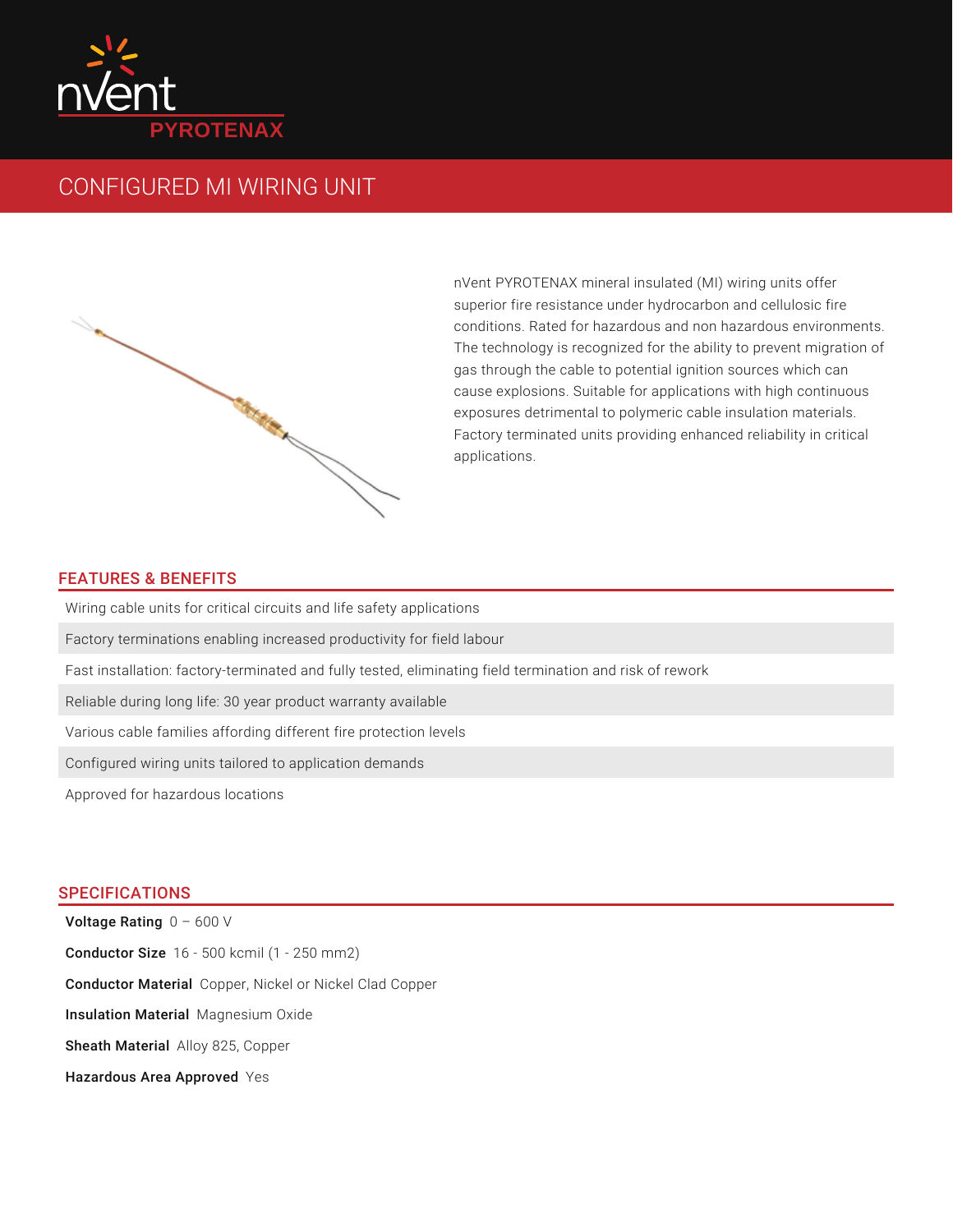nVent PYROTENAX

# CONFIGURED MI WIRING UNIT

nVent PYROTENAX mineral insulated (MI) wiring units offer superior fire resistance under hydrocarbon and cellulosic fire conditions. Rated for hazardous and non hazardous environments. The technology is recognized for the ability to prevent migration of gas through the cable to potential ignition sources which can cause explosions. Suitable for applications with high continuous exposures detrimental to polymeric cable insulation materials. Factory terminated units providing enhanced reliability in critical applications.

## FEATURES & BENEFITS

- Wiring cable units for critical circuits and life safety applications
- Factory terminations enabling increased productivity for field labour
- Fast installation: factory-terminated and fully tested, eliminating field termination and risk of rework
- Reliable during long life: 30 year product warranty available
- Various cable families affording different fire protection levels
- Configured wiring units tailored to application demands
- Approved for hazardous locations

## SPECIFICATIONS

**Voltage Rating** 0 – 600 V

**Conductor Size** 16 - 500 kcmil (1 - 250 mm2)

**Conductor Material** Copper, Nickel or Nickel Clad Copper

**Insulation Material** Magnesium Oxide

**Sheath Material** Alloy 825, Copper

**Hazardous Area Approved** Yes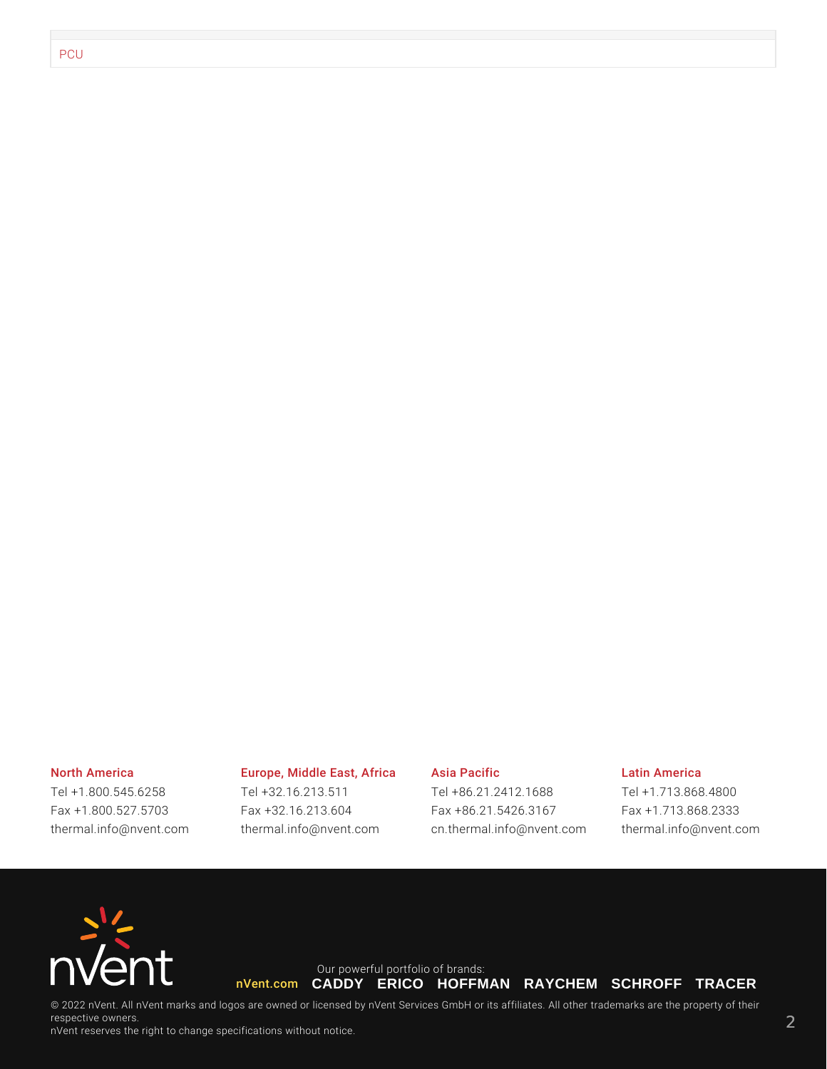| |
|---|
| PCU |

**North America**
Tel +1.800.545.6258
Fax +1.800.527.5703
thermal.info@nvent.com

**Europe, Middle East, Africa**
Tel +32.16.213.511
Fax +32.16.213.604
thermal.info@nvent.com

**Asia Pacific**
Tel +86.21.2412.1688
Fax +86.21.5426.3167
cn.thermal.info@nvent.com

**Latin America**
Tel +1.713.868.4800
Fax +1.713.868.2333
thermal.info@nvent.com

nVent

Our powerful portfolio of brands:
nVent.com **CADDY ERICO HOFFMAN RAYCHEM SCHROFF TRACER**

© 2022 nVent. All nVent marks and logos are owned or licensed by nVent Services GmbH or its affiliates. All other trademarks are the property of their respective owners.
nVent reserves the right to change specifications without notice.